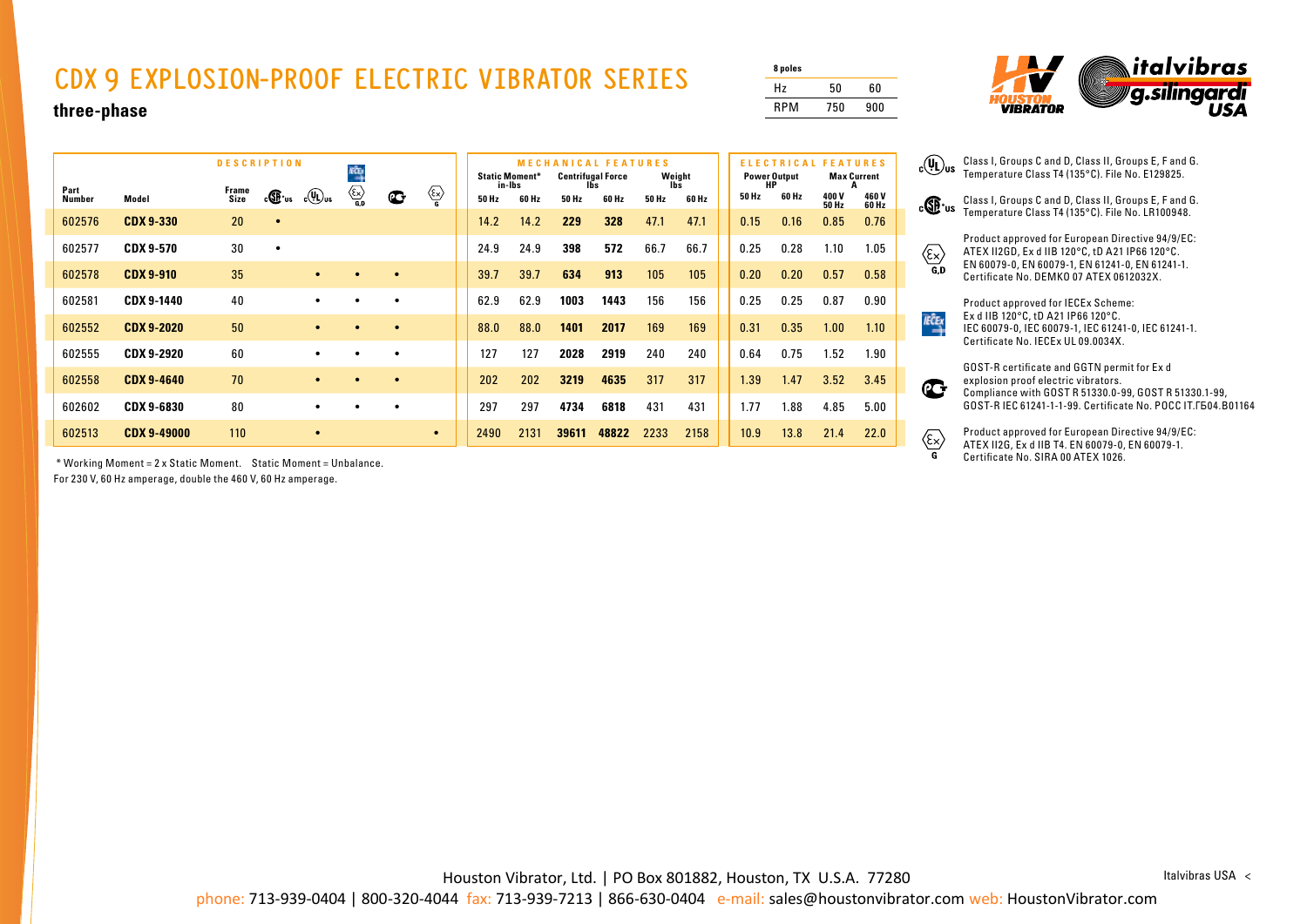# CDX 9 EXPLOSION-PROOF ELECTRIC VIBRATOR SERIES

**three-phase**

| 8 poles | | |
|---|---|---|
| Hz | 50 | 60 |
| RPM | 750 | 900 |

| DESCRIPTION | | | | | | | | MECHANICAL FEATURES | | | | | | ELECTRICAL FEATURES | | | |
|---|---|---|---|---|---|---|---|---|---|---|---|---|---|---|---|---|---|
| | | | | | | | | Static Moment* in-lbs | | Centrifugal Force lbs | | Weight lbs | | Power Output HP | | Max Current A | |
| Part Number | Model | Frame Size | cCSAus | cULus | IECEx / Ex G,D | GOST | Ex G | 50 Hz | 60 Hz | 50 Hz | 60 Hz | 50 Hz | 60 Hz | 50 Hz | 60 Hz | 400 V 50 Hz | 460 V 60 Hz |
| 602576 | **CDX 9-330** | 20 | • | | | | | 14.2 | 14.2 | **229** | **328** | 47.1 | 47.1 | 0.15 | 0.16 | 0.85 | 0.76 |
| 602577 | **CDX 9-570** | 30 | • | | | | | 24.9 | 24.9 | **398** | **572** | 66.7 | 66.7 | 0.25 | 0.28 | 1.10 | 1.05 |
| 602578 | **CDX 9-910** | 35 | | • | • | • | | 39.7 | 39.7 | **634** | **913** | 105 | 105 | 0.20 | 0.20 | 0.57 | 0.58 |
| 602581 | **CDX 9-1440** | 40 | | • | • | • | | 62.9 | 62.9 | **1003** | **1443** | 156 | 156 | 0.25 | 0.25 | 0.87 | 0.90 |
| 602552 | **CDX 9-2020** | 50 | | • | • | • | | 88.0 | 88.0 | **1401** | **2017** | 169 | 169 | 0.31 | 0.35 | 1.00 | 1.10 |
| 602555 | **CDX 9-2920** | 60 | | • | • | • | | 127 | 127 | **2028** | **2919** | 240 | 240 | 0.64 | 0.75 | 1.52 | 1.90 |
| 602558 | **CDX 9-4640** | 70 | | • | • | • | | 202 | 202 | **3219** | **4635** | 317 | 317 | 1.39 | 1.47 | 3.52 | 3.45 |
| 602602 | **CDX 9-6830** | 80 | | • | • | • | | 297 | 297 | **4734** | **6818** | 431 | 431 | 1.77 | 1.88 | 4.85 | 5.00 |
| 602513 | **CDX 9-49000** | 110 | | • | | | • | 2490 | 2131 | **39611** | **48822** | 2233 | 2158 | 10.9 | 13.8 | 21.4 | 22.0 |

\* Working Moment = 2 x Static Moment.  Static Moment = Unbalance.

For 230 V, 60 Hz amperage, double the 460 V, 60 Hz amperage.

cULus: Class I, Groups C and D, Class II, Groups E, F and G. Temperature Class T4 (135°C). File No. E129825.

cCSAus: Class I, Groups C and D, Class II, Groups E, F and G. Temperature Class T4 (135°C). File No. LR100948.

Ex G,D: Product approved for European Directive 94/9/EC: ATEX II2GD, Ex d IIB 120°C, tD A21 IP66 120°C. EN 60079-0, EN 60079-1, EN 61241-0, EN 61241-1. Certificate No. DEMKO 07 ATEX 0612032X.

IECEx: Product approved for IECEx Scheme: Ex d IIB 120°C, tD A21 IP66 120°C. IEC 60079-0, IEC 60079-1, IEC 61241-0, IEC 61241-1. Certificate No. IECEx UL 09.0034X.

GOST: GOST-R certificate and GGTN permit for Ex d explosion proof electric vibrators. Compliance with GOST R 51330.0-99, GOST R 51330.1-99, GOST-R IEC 61241-1-1-99. Certificate No. POCC IT.ГБ04.B01164

Ex G: Product approved for European Directive 94/9/EC: ATEX II2G, Ex d IIB T4. EN 60079-0, EN 60079-1. Certificate No. SIRA 00 ATEX 1026.

Houston Vibrator, Ltd. | PO Box 801882, Houston, TX U.S.A. 77280

phone: 713-939-0404 | 800-320-4044 fax: 713-939-7213 | 866-630-0404 e-mail: sales@houstonvibrator.com web: HoustonVibrator.com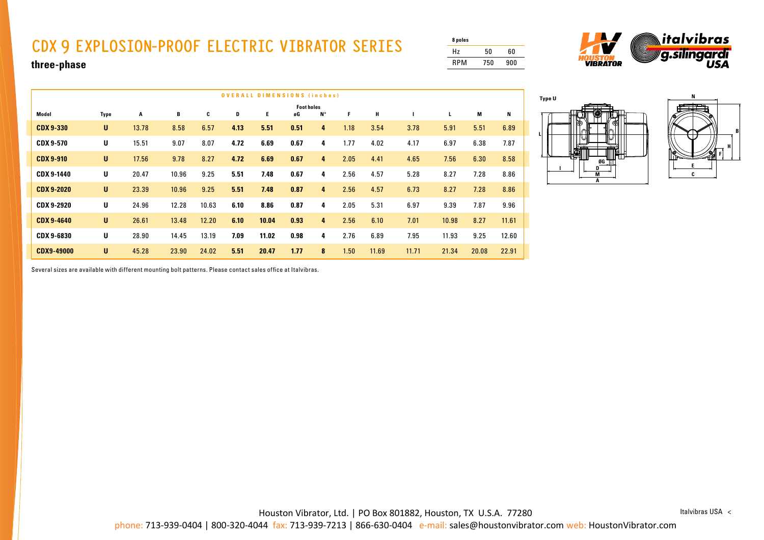# CDX 9 EXPLOSION-PROOF ELECTRIC VIBRATOR SERIES

**three-phase**

| 8 poles | | |
|---|---|---|
| Hz | 50 | 60 |
| RPM | 750 | 900 |

| | | | | | | | | | | | | | | |
|---|---|---|---|---|---|---|---|---|---|---|---|---|---|---|
| | | | | | | OVERALL DIMENSIONS (inches) | | | | | | | | |
| | | | | | | Foot holes | | | | | | | | |
| Model | Type | A | B | C | D | E | øG | N° | F | H | I | L | M | N |
| **CDX 9-330** | **U** | 13.78 | 8.58 | 6.57 | **4.13** | **5.51** | **0.51** | **4** | 1.18 | 3.54 | 3.78 | 5.91 | 5.51 | 6.89 |
| **CDX 9-570** | **U** | 15.51 | 9.07 | 8.07 | **4.72** | **6.69** | **0.67** | **4** | 1.77 | 4.02 | 4.17 | 6.97 | 6.38 | 7.87 |
| **CDX 9-910** | **U** | 17.56 | 9.78 | 8.27 | **4.72** | **6.69** | **0.67** | **4** | 2.05 | 4.41 | 4.65 | 7.56 | 6.30 | 8.58 |
| **CDX 9-1440** | **U** | 20.47 | 10.96 | 9.25 | **5.51** | **7.48** | **0.67** | **4** | 2.56 | 4.57 | 5.28 | 8.27 | 7.28 | 8.86 |
| **CDX 9-2020** | **U** | 23.39 | 10.96 | 9.25 | **5.51** | **7.48** | **0.87** | **4** | 2.56 | 4.57 | 6.73 | 8.27 | 7.28 | 8.86 |
| **CDX 9-2920** | **U** | 24.96 | 12.28 | 10.63 | **6.10** | **8.86** | **0.87** | **4** | 2.05 | 5.31 | 6.97 | 9.39 | 7.87 | 9.96 |
| **CDX 9-4640** | **U** | 26.61 | 13.48 | 12.20 | **6.10** | **10.04** | **0.93** | **4** | 2.56 | 6.10 | 7.01 | 10.98 | 8.27 | 11.61 |
| **CDX 9-6830** | **U** | 28.90 | 14.45 | 13.19 | **7.09** | **11.02** | **0.98** | **4** | 2.76 | 6.89 | 7.95 | 11.93 | 9.25 | 12.60 |
| **CDX9-49000** | **U** | 45.28 | 23.90 | 24.02 | **5.51** | **20.47** | **1.77** | **8** | 1.50 | 11.69 | 11.71 | 21.34 | 20.08 | 22.91 |

Several sizes are available with different mounting bolt patterns. Please contact sales office at Italvibras.

Type U

Houston Vibrator, Ltd. | PO Box 801882, Houston, TX U.S.A. 77280

phone: 713-939-0404 | 800-320-4044 fax: 713-939-7213 | 866-630-0404 e-mail: sales@houstonvibrator.com web: HoustonVibrator.com